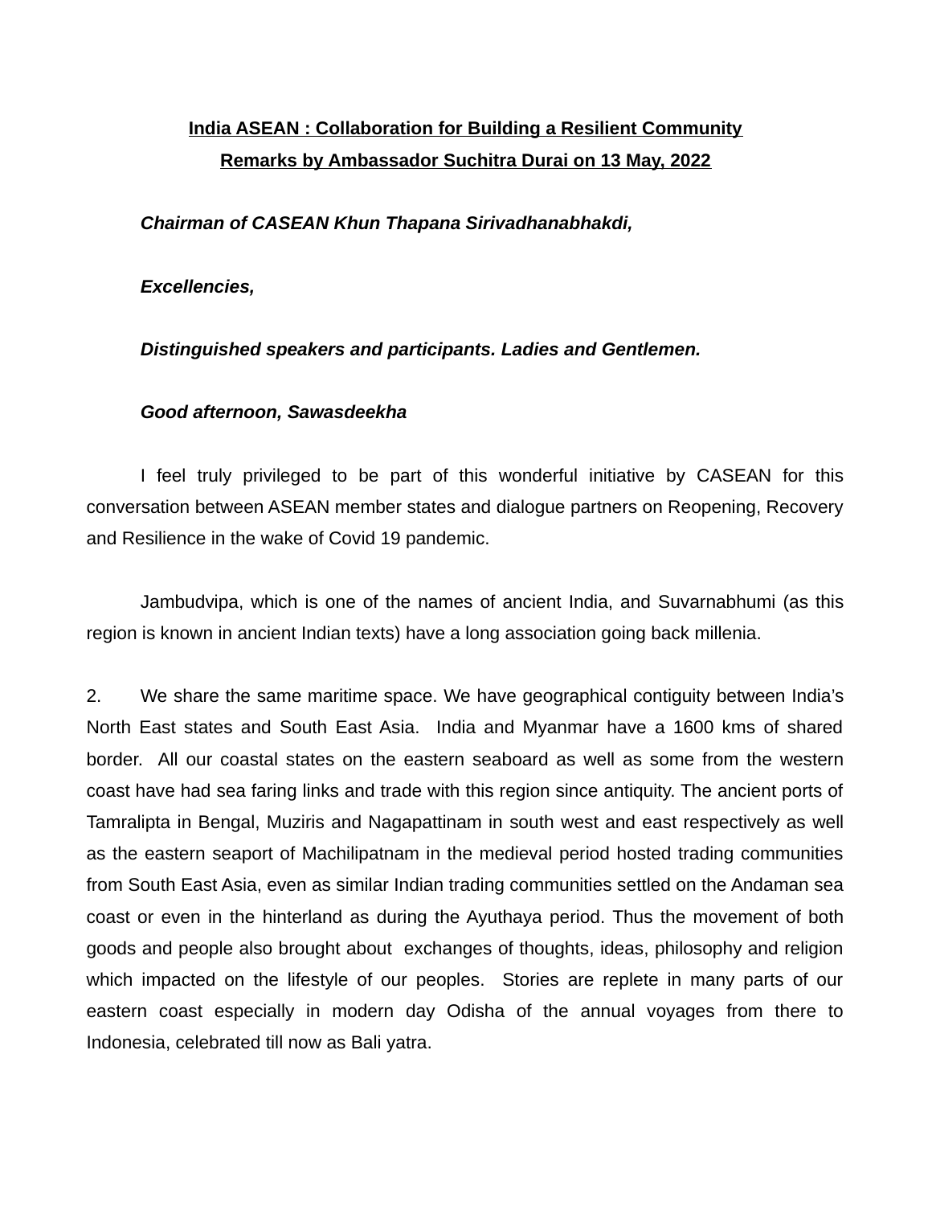**<u>India ASEAN : Collaboration for Building a Resilient Community</u>**

**<u>Remarks by Ambassador Suchitra Durai on 13 May, 2022</u>**

***Chairman of CASEAN Khun Thapana Sirivadhanabhakdi,***

***Excellencies,***

***Distinguished speakers and participants. Ladies and Gentlemen.***

***Good afternoon, Sawasdeekha***

I feel truly privileged to be part of this wonderful initiative by CASEAN for this conversation between ASEAN member states and dialogue partners on Reopening, Recovery and Resilience in the wake of Covid 19 pandemic.

Jambudvipa, which is one of the names of ancient India, and Suvarnabhumi (as this region is known in ancient Indian texts) have a long association going back millenia.

2. We share the same maritime space. We have geographical contiguity between India's North East states and South East Asia. India and Myanmar have a 1600 kms of shared border. All our coastal states on the eastern seaboard as well as some from the western coast have had sea faring links and trade with this region since antiquity. The ancient ports of Tamralipta in Bengal, Muziris and Nagapattinam in south west and east respectively as well as the eastern seaport of Machilipatnam in the medieval period hosted trading communities from South East Asia, even as similar Indian trading communities settled on the Andaman sea coast or even in the hinterland as during the Ayuthaya period. Thus the movement of both goods and people also brought about exchanges of thoughts, ideas, philosophy and religion which impacted on the lifestyle of our peoples. Stories are replete in many parts of our eastern coast especially in modern day Odisha of the annual voyages from there to Indonesia, celebrated till now as Bali yatra.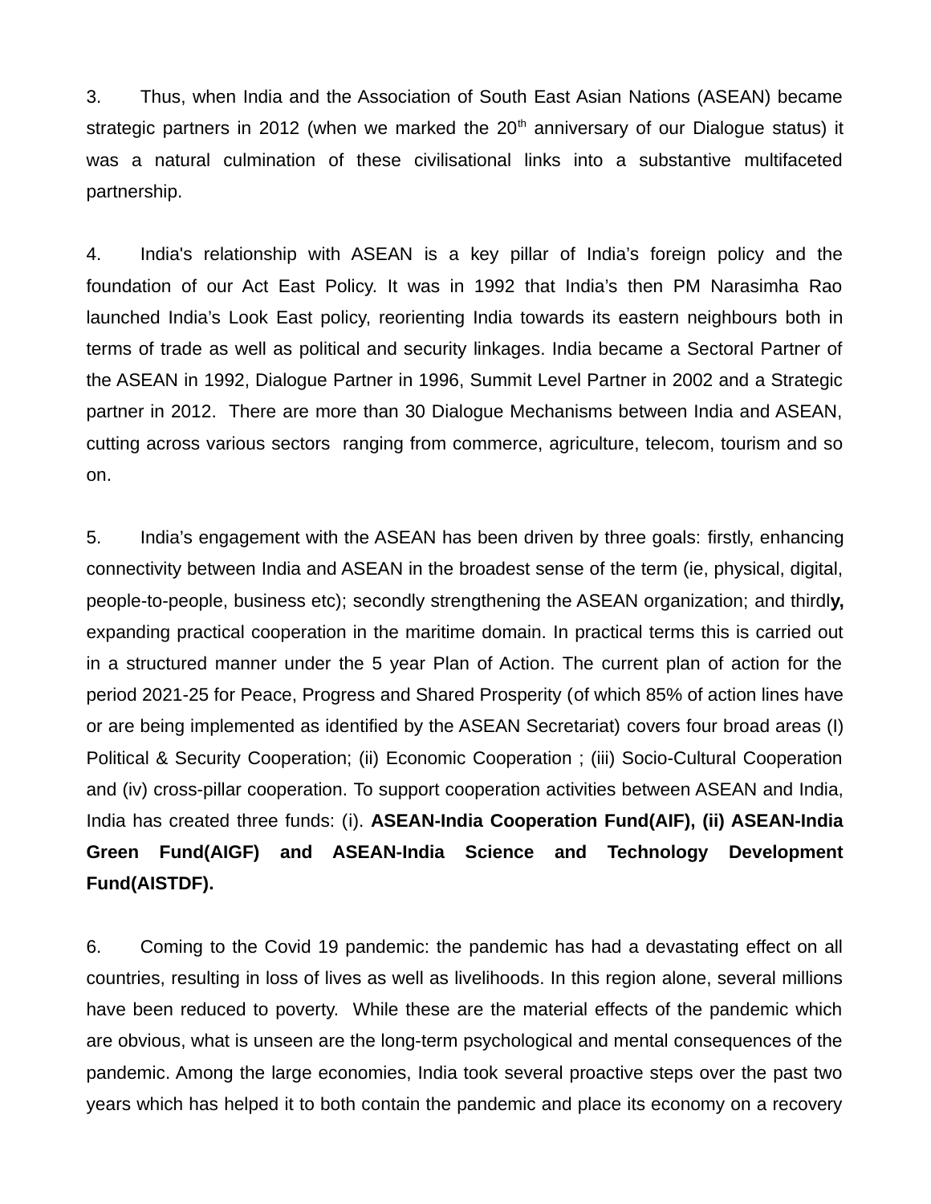3. Thus, when India and the Association of South East Asian Nations (ASEAN) became strategic partners in 2012 (when we marked the 20th anniversary of our Dialogue status) it was a natural culmination of these civilisational links into a substantive multifaceted partnership.

4. India's relationship with ASEAN is a key pillar of India's foreign policy and the foundation of our Act East Policy. It was in 1992 that India's then PM Narasimha Rao launched India's Look East policy, reorienting India towards its eastern neighbours both in terms of trade as well as political and security linkages. India became a Sectoral Partner of the ASEAN in 1992, Dialogue Partner in 1996, Summit Level Partner in 2002 and a Strategic partner in 2012. There are more than 30 Dialogue Mechanisms between India and ASEAN, cutting across various sectors ranging from commerce, agriculture, telecom, tourism and so on.

5. India's engagement with the ASEAN has been driven by three goals: firstly, enhancing connectivity between India and ASEAN in the broadest sense of the term (ie, physical, digital, people-to-people, business etc); secondly strengthening the ASEAN organization; and third**ly,** expanding practical cooperation in the maritime domain. In practical terms this is carried out in a structured manner under the 5 year Plan of Action. The current plan of action for the period 2021-25 for Peace, Progress and Shared Prosperity (of which 85% of action lines have or are being implemented as identified by the ASEAN Secretariat) covers four broad areas (I) Political & Security Cooperation; (ii) Economic Cooperation ; (iii) Socio-Cultural Cooperation and (iv) cross-pillar cooperation. To support cooperation activities between ASEAN and India, India has created three funds: (i). **ASEAN-India Cooperation Fund(AIF), (ii) ASEAN-India Green Fund(AIGF) and ASEAN-India Science and Technology Development Fund(AISTDF).**

6. Coming to the Covid 19 pandemic: the pandemic has had a devastating effect on all countries, resulting in loss of lives as well as livelihoods. In this region alone, several millions have been reduced to poverty. While these are the material effects of the pandemic which are obvious, what is unseen are the long-term psychological and mental consequences of the pandemic. Among the large economies, India took several proactive steps over the past two years which has helped it to both contain the pandemic and place its economy on a recovery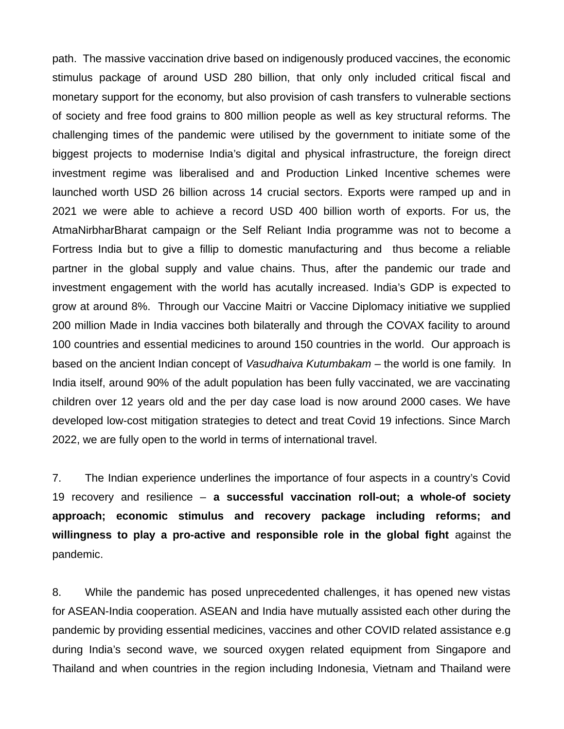path.  The massive vaccination drive based on indigenously produced vaccines, the economic stimulus package of around USD 280 billion, that only only included critical fiscal and monetary support for the economy, but also provision of cash transfers to vulnerable sections of society and free food grains to 800 million people as well as key structural reforms. The challenging times of the pandemic were utilised by the government to initiate some of the biggest projects to modernise India's digital and physical infrastructure, the foreign direct investment regime was liberalised and and Production Linked Incentive schemes were launched worth USD 26 billion across 14 crucial sectors. Exports were ramped up and in 2021 we were able to achieve a record USD 400 billion worth of exports. For us, the AtmaNirbharBharat campaign or the Self Reliant India programme was not to become a Fortress India but to give a fillip to domestic manufacturing and  thus become a reliable partner in the global supply and value chains. Thus, after the pandemic our trade and investment engagement with the world has acutally increased. India's GDP is expected to grow at around 8%.  Through our Vaccine Maitri or Vaccine Diplomacy initiative we supplied 200 million Made in India vaccines both bilaterally and through the COVAX facility to around 100 countries and essential medicines to around 150 countries in the world.  Our approach is based on the ancient Indian concept of *Vasudhaiva Kutumbakam* – the world is one family.  In India itself, around 90% of the adult population has been fully vaccinated, we are vaccinating children over 12 years old and the per day case load is now around 2000 cases. We have developed low-cost mitigation strategies to detect and treat Covid 19 infections. Since March 2022, we are fully open to the world in terms of international travel.

7. The Indian experience underlines the importance of four aspects in a country's Covid 19 recovery and resilience – **a successful vaccination roll-out; a whole-of society approach; economic stimulus and recovery package including reforms; and willingness to play a pro-active and responsible role in the global fight** against the pandemic.

8. While the pandemic has posed unprecedented challenges, it has opened new vistas for ASEAN-India cooperation. ASEAN and India have mutually assisted each other during the pandemic by providing essential medicines, vaccines and other COVID related assistance e.g during India's second wave, we sourced oxygen related equipment from Singapore and Thailand and when countries in the region including Indonesia, Vietnam and Thailand were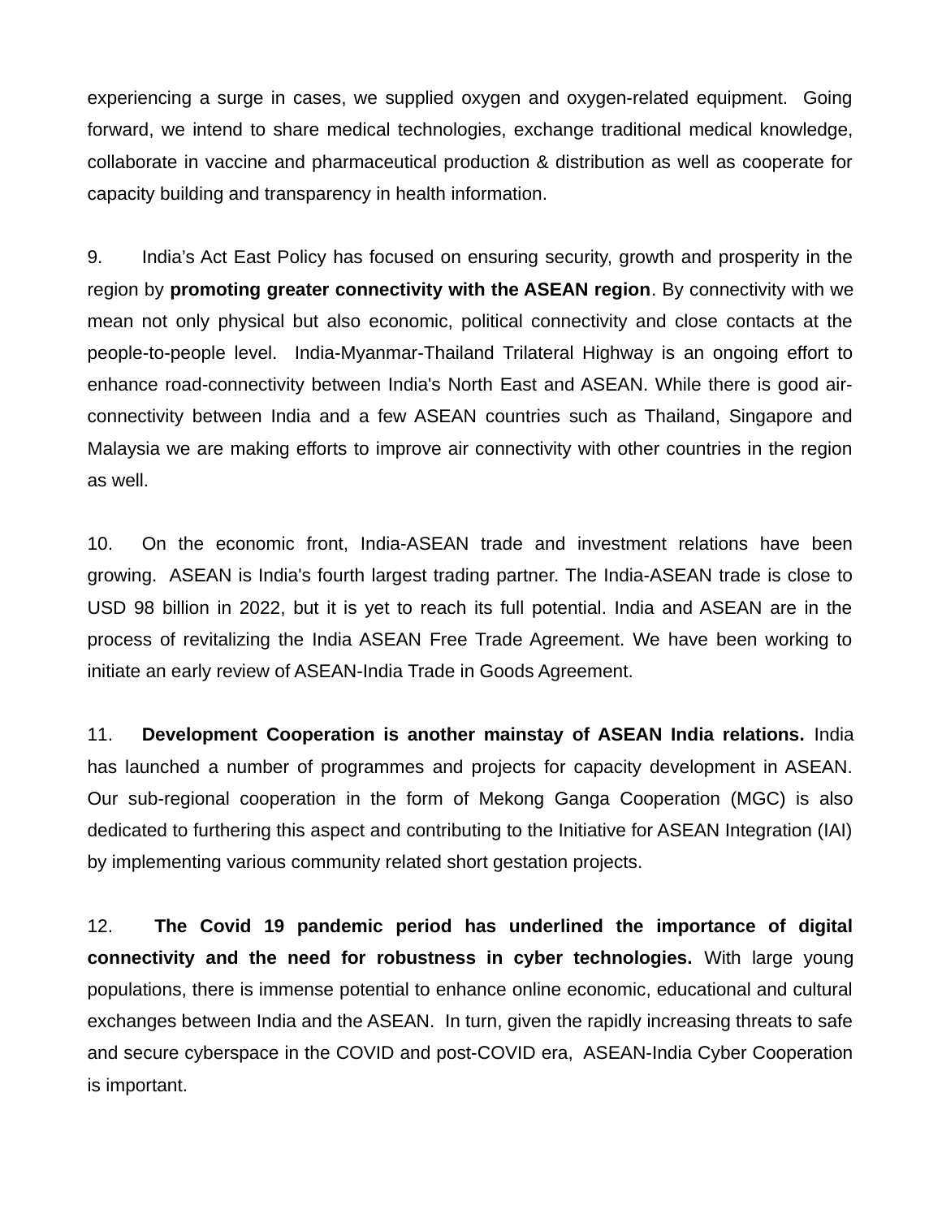experiencing a surge in cases, we supplied oxygen and oxygen-related equipment. Going forward, we intend to share medical technologies, exchange traditional medical knowledge, collaborate in vaccine and pharmaceutical production & distribution as well as cooperate for capacity building and transparency in health information.

9. India's Act East Policy has focused on ensuring security, growth and prosperity in the region by **promoting greater connectivity with the ASEAN region**. By connectivity with we mean not only physical but also economic, political connectivity and close contacts at the people-to-people level. India-Myanmar-Thailand Trilateral Highway is an ongoing effort to enhance road-connectivity between India's North East and ASEAN. While there is good air-connectivity between India and a few ASEAN countries such as Thailand, Singapore and Malaysia we are making efforts to improve air connectivity with other countries in the region as well.

10. On the economic front, India-ASEAN trade and investment relations have been growing. ASEAN is India's fourth largest trading partner. The India-ASEAN trade is close to USD 98 billion in 2022, but it is yet to reach its full potential. India and ASEAN are in the process of revitalizing the India ASEAN Free Trade Agreement. We have been working to initiate an early review of ASEAN-India Trade in Goods Agreement.

11. **Development Cooperation is another mainstay of ASEAN India relations.** India has launched a number of programmes and projects for capacity development in ASEAN. Our sub-regional cooperation in the form of Mekong Ganga Cooperation (MGC) is also dedicated to furthering this aspect and contributing to the Initiative for ASEAN Integration (IAI) by implementing various community related short gestation projects.

12. **The Covid 19 pandemic period has underlined the importance of digital connectivity and the need for robustness in cyber technologies.** With large young populations, there is immense potential to enhance online economic, educational and cultural exchanges between India and the ASEAN. In turn, given the rapidly increasing threats to safe and secure cyberspace in the COVID and post-COVID era, ASEAN-India Cyber Cooperation is important.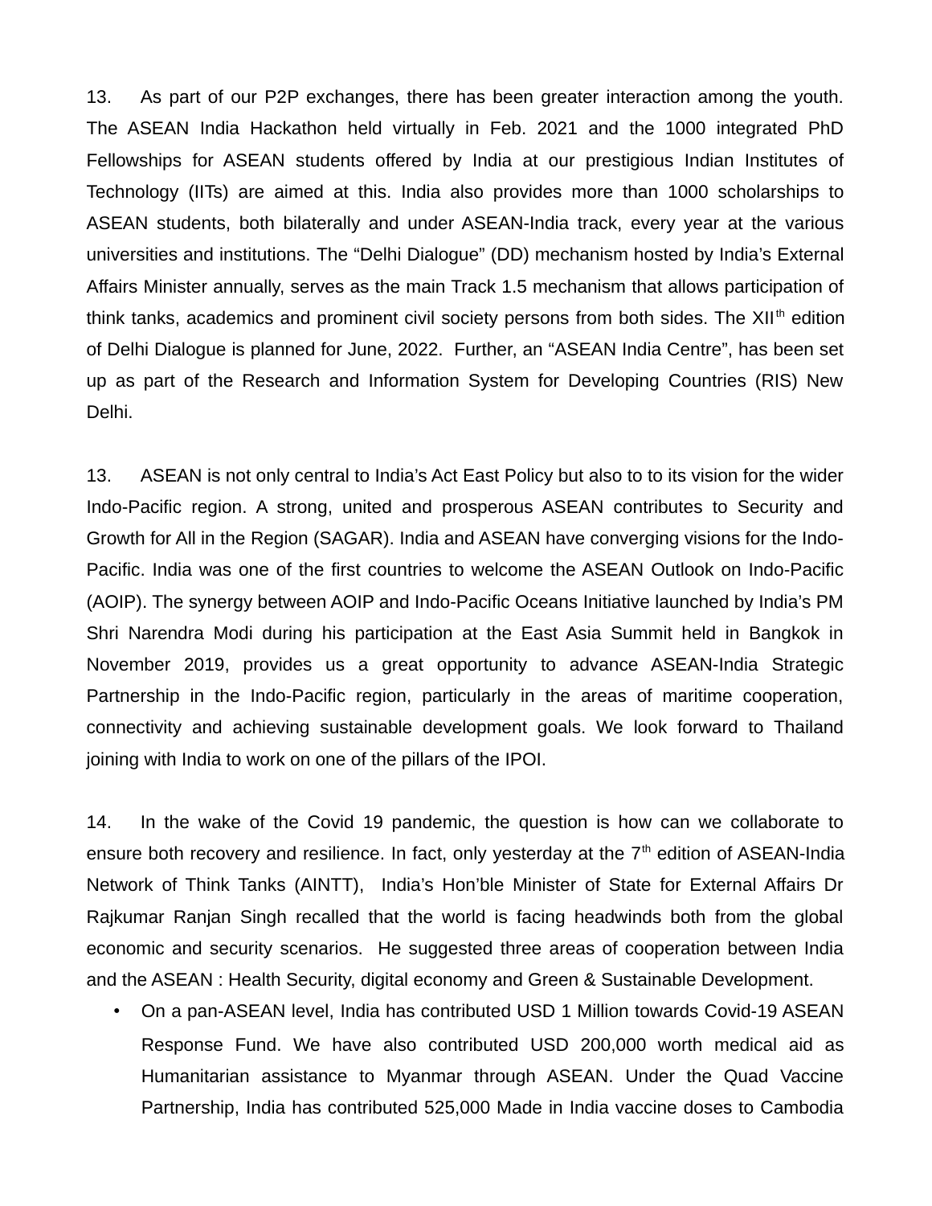13. As part of our P2P exchanges, there has been greater interaction among the youth. The ASEAN India Hackathon held virtually in Feb. 2021 and the 1000 integrated PhD Fellowships for ASEAN students offered by India at our prestigious Indian Institutes of Technology (IITs) are aimed at this. India also provides more than 1000 scholarships to ASEAN students, both bilaterally and under ASEAN-India track, every year at the various universities and institutions. The "Delhi Dialogue" (DD) mechanism hosted by India's External Affairs Minister annually, serves as the main Track 1.5 mechanism that allows participation of think tanks, academics and prominent civil society persons from both sides. The XIIth edition of Delhi Dialogue is planned for June, 2022. Further, an "ASEAN India Centre", has been set up as part of the Research and Information System for Developing Countries (RIS) New Delhi.

13. ASEAN is not only central to India's Act East Policy but also to to its vision for the wider Indo-Pacific region. A strong, united and prosperous ASEAN contributes to Security and Growth for All in the Region (SAGAR). India and ASEAN have converging visions for the Indo-Pacific. India was one of the first countries to welcome the ASEAN Outlook on Indo-Pacific (AOIP). The synergy between AOIP and Indo-Pacific Oceans Initiative launched by India's PM Shri Narendra Modi during his participation at the East Asia Summit held in Bangkok in November 2019, provides us a great opportunity to advance ASEAN-India Strategic Partnership in the Indo-Pacific region, particularly in the areas of maritime cooperation, connectivity and achieving sustainable development goals. We look forward to Thailand joining with India to work on one of the pillars of the IPOI.

14. In the wake of the Covid 19 pandemic, the question is how can we collaborate to ensure both recovery and resilience. In fact, only yesterday at the 7th edition of ASEAN-India Network of Think Tanks (AINTT), India's Hon'ble Minister of State for External Affairs Dr Rajkumar Ranjan Singh recalled that the world is facing headwinds both from the global economic and security scenarios. He suggested three areas of cooperation between India and the ASEAN : Health Security, digital economy and Green & Sustainable Development.

- On a pan-ASEAN level, India has contributed USD 1 Million towards Covid-19 ASEAN Response Fund. We have also contributed USD 200,000 worth medical aid as Humanitarian assistance to Myanmar through ASEAN. Under the Quad Vaccine Partnership, India has contributed 525,000 Made in India vaccine doses to Cambodia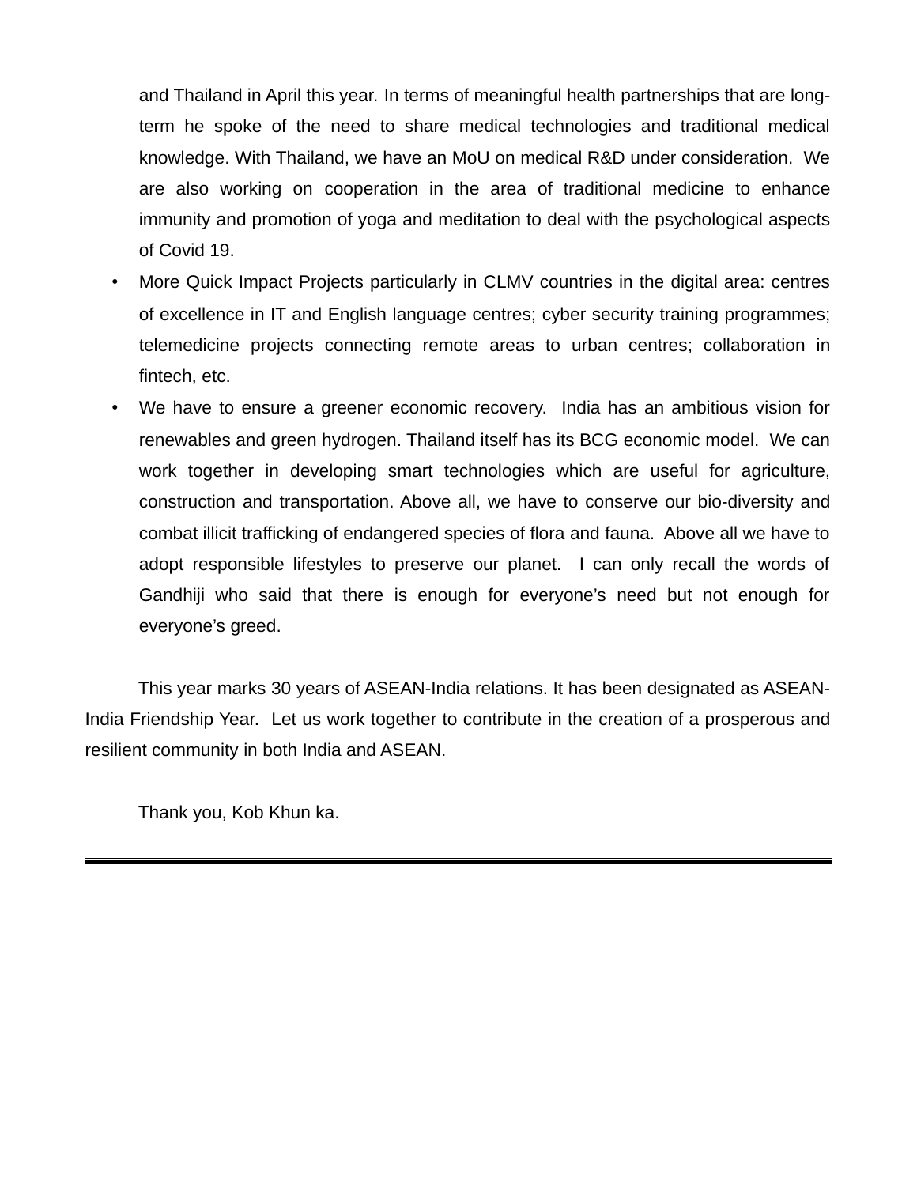and Thailand in April this year. In terms of meaningful health partnerships that are long-term he spoke of the need to share medical technologies and traditional medical knowledge. With Thailand, we have an MoU on medical R&D under consideration. We are also working on cooperation in the area of traditional medicine to enhance immunity and promotion of yoga and meditation to deal with the psychological aspects of Covid 19.

- More Quick Impact Projects particularly in CLMV countries in the digital area: centres of excellence in IT and English language centres; cyber security training programmes; telemedicine projects connecting remote areas to urban centres; collaboration in fintech, etc.
- We have to ensure a greener economic recovery. India has an ambitious vision for renewables and green hydrogen. Thailand itself has its BCG economic model. We can work together in developing smart technologies which are useful for agriculture, construction and transportation. Above all, we have to conserve our bio-diversity and combat illicit trafficking of endangered species of flora and fauna. Above all we have to adopt responsible lifestyles to preserve our planet. I can only recall the words of Gandhiji who said that there is enough for everyone's need but not enough for everyone's greed.

This year marks 30 years of ASEAN-India relations. It has been designated as ASEAN-India Friendship Year. Let us work together to contribute in the creation of a prosperous and resilient community in both India and ASEAN.

Thank you, Kob Khun ka.

---